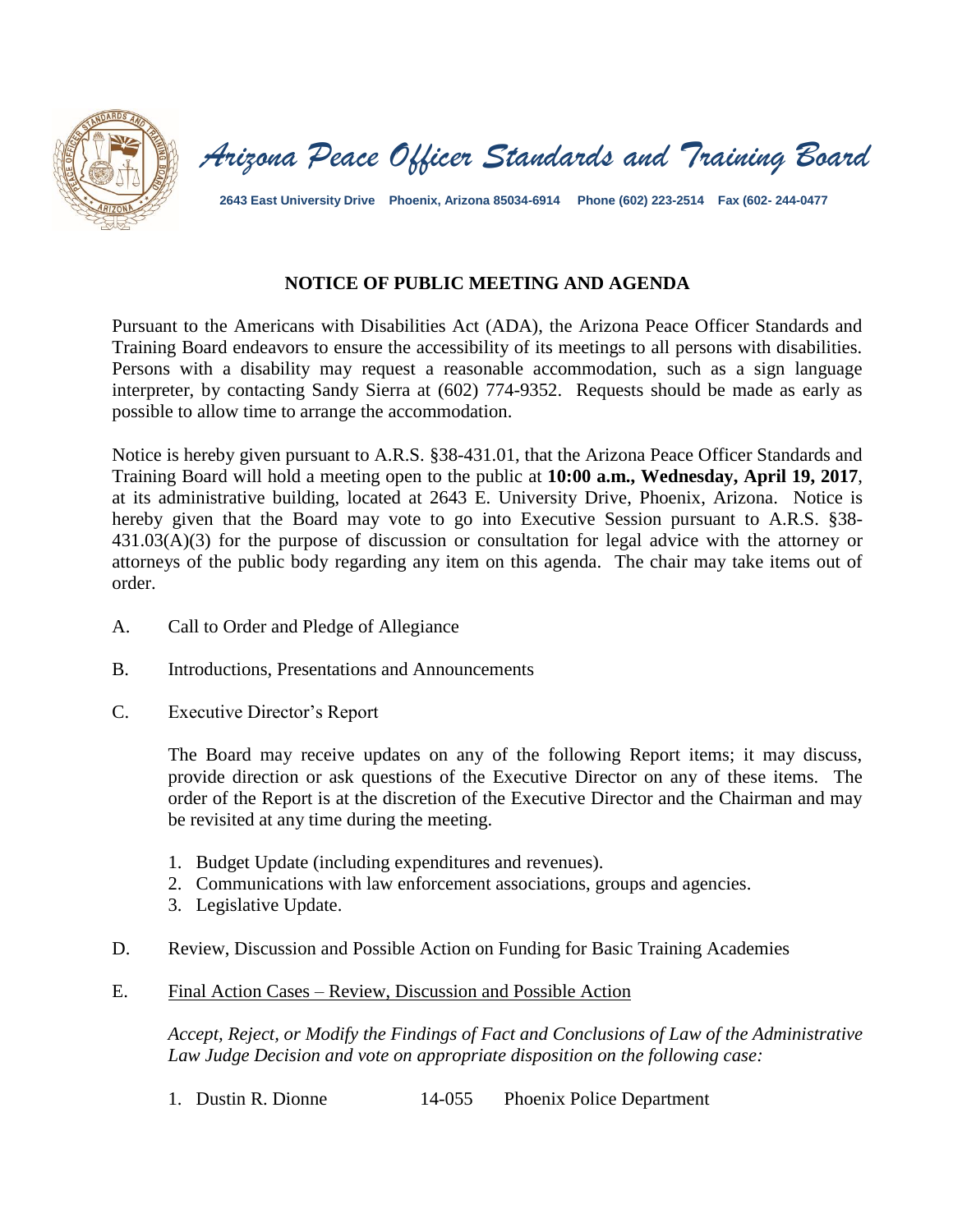# Arizona Peace Officer Standards and Training Board

**2643 East University Drive Phoenix, Arizona 85034-6914 Phone (602) 223-2514 Fax (602- 244-0477**

## NOTICE OF PUBLIC MEETING AND AGENDA

Pursuant to the Americans with Disabilities Act (ADA), the Arizona Peace Officer Standards and Training Board endeavors to ensure the accessibility of its meetings to all persons with disabilities. Persons with a disability may request a reasonable accommodation, such as a sign language interpreter, by contacting Sandy Sierra at (602) 774-9352. Requests should be made as early as possible to allow time to arrange the accommodation.

Notice is hereby given pursuant to A.R.S. §38-431.01, that the Arizona Peace Officer Standards and Training Board will hold a meeting open to the public at **10:00 a.m., Wednesday, April 19, 2017**, at its administrative building, located at 2643 E. University Drive, Phoenix, Arizona. Notice is hereby given that the Board may vote to go into Executive Session pursuant to A.R.S. §38-431.03(A)(3) for the purpose of discussion or consultation for legal advice with the attorney or attorneys of the public body regarding any item on this agenda. The chair may take items out of order.

A. Call to Order and Pledge of Allegiance

B. Introductions, Presentations and Announcements

C. Executive Director's Report

The Board may receive updates on any of the following Report items; it may discuss, provide direction or ask questions of the Executive Director on any of these items. The order of the Report is at the discretion of the Executive Director and the Chairman and may be revisited at any time during the meeting.

1. Budget Update (including expenditures and revenues).
2. Communications with law enforcement associations, groups and agencies.
3. Legislative Update.

D. Review, Discussion and Possible Action on Funding for Basic Training Academies

E. Final Action Cases – Review, Discussion and Possible Action

*Accept, Reject, or Modify the Findings of Fact and Conclusions of Law of the Administrative Law Judge Decision and vote on appropriate disposition on the following case:*

1. Dustin R. Dionne 14-055 Phoenix Police Department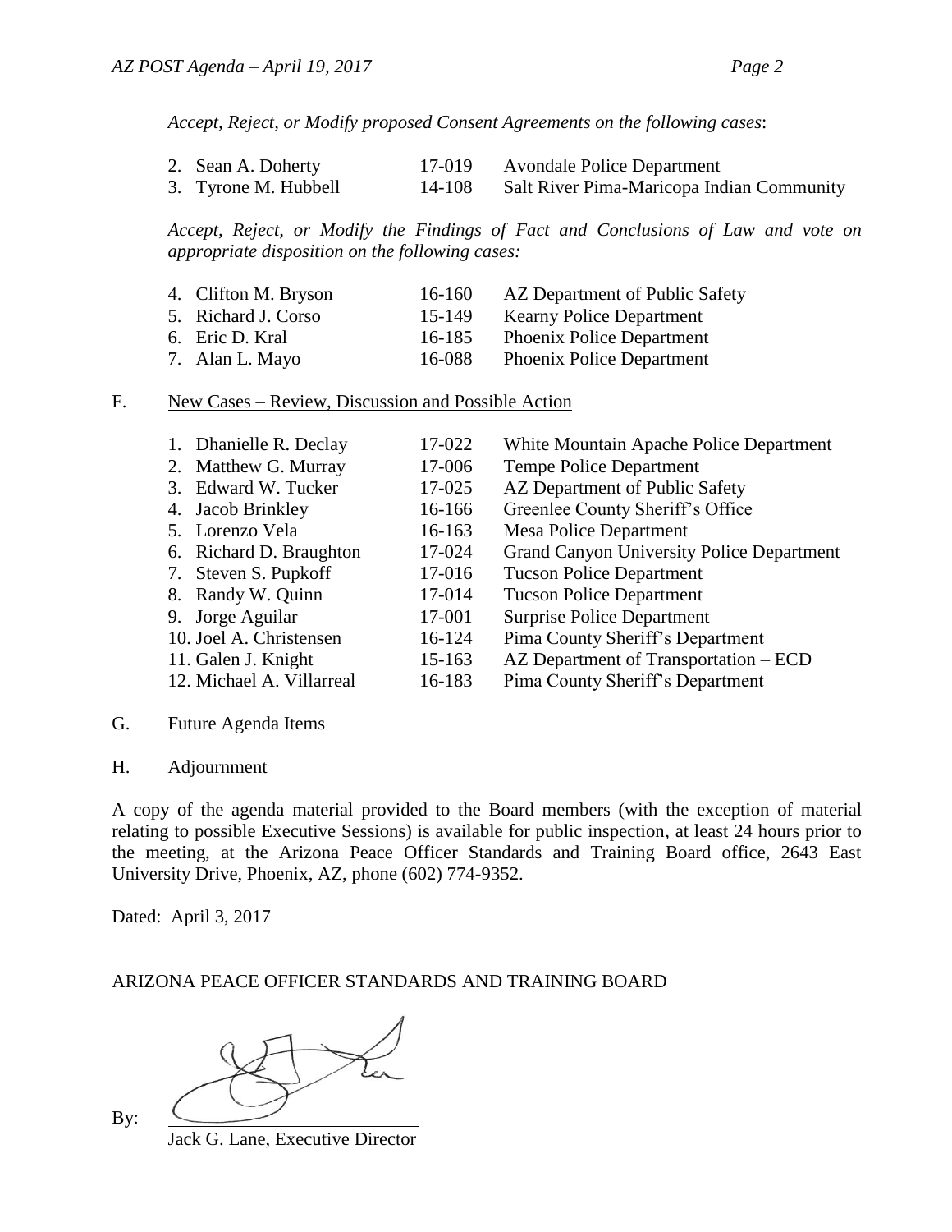*Accept, Reject, or Modify proposed Consent Agreements on the following cases*:

| | | |
|---|---|---|
| 2. Sean A. Doherty | 17-019 | Avondale Police Department |
| 3. Tyrone M. Hubbell | 14-108 | Salt River Pima-Maricopa Indian Community |

*Accept, Reject, or Modify the Findings of Fact and Conclusions of Law and vote on appropriate disposition on the following cases:*

| | | |
|---|---|---|
| 4. Clifton M. Bryson | 16-160 | AZ Department of Public Safety |
| 5. Richard J. Corso | 15-149 | Kearny Police Department |
| 6. Eric D. Kral | 16-185 | Phoenix Police Department |
| 7. Alan L. Mayo | 16-088 | Phoenix Police Department |

F. New Cases – Review, Discussion and Possible Action

| | | |
|---|---|---|
| 1. Dhanielle R. Declay | 17-022 | White Mountain Apache Police Department |
| 2. Matthew G. Murray | 17-006 | Tempe Police Department |
| 3. Edward W. Tucker | 17-025 | AZ Department of Public Safety |
| 4. Jacob Brinkley | 16-166 | Greenlee County Sheriff's Office |
| 5. Lorenzo Vela | 16-163 | Mesa Police Department |
| 6. Richard D. Braughton | 17-024 | Grand Canyon University Police Department |
| 7. Steven S. Pupkoff | 17-016 | Tucson Police Department |
| 8. Randy W. Quinn | 17-014 | Tucson Police Department |
| 9. Jorge Aguilar | 17-001 | Surprise Police Department |
| 10. Joel A. Christensen | 16-124 | Pima County Sheriff's Department |
| 11. Galen J. Knight | 15-163 | AZ Department of Transportation – ECD |
| 12. Michael A. Villarreal | 16-183 | Pima County Sheriff's Department |

G. Future Agenda Items

H. Adjournment

A copy of the agenda material provided to the Board members (with the exception of material relating to possible Executive Sessions) is available for public inspection, at least 24 hours prior to the meeting, at the Arizona Peace Officer Standards and Training Board office, 2643 East University Drive, Phoenix, AZ, phone (602) 774-9352.

Dated: April 3, 2017

ARIZONA PEACE OFFICER STANDARDS AND TRAINING BOARD

By: ______________________

Jack G. Lane, Executive Director